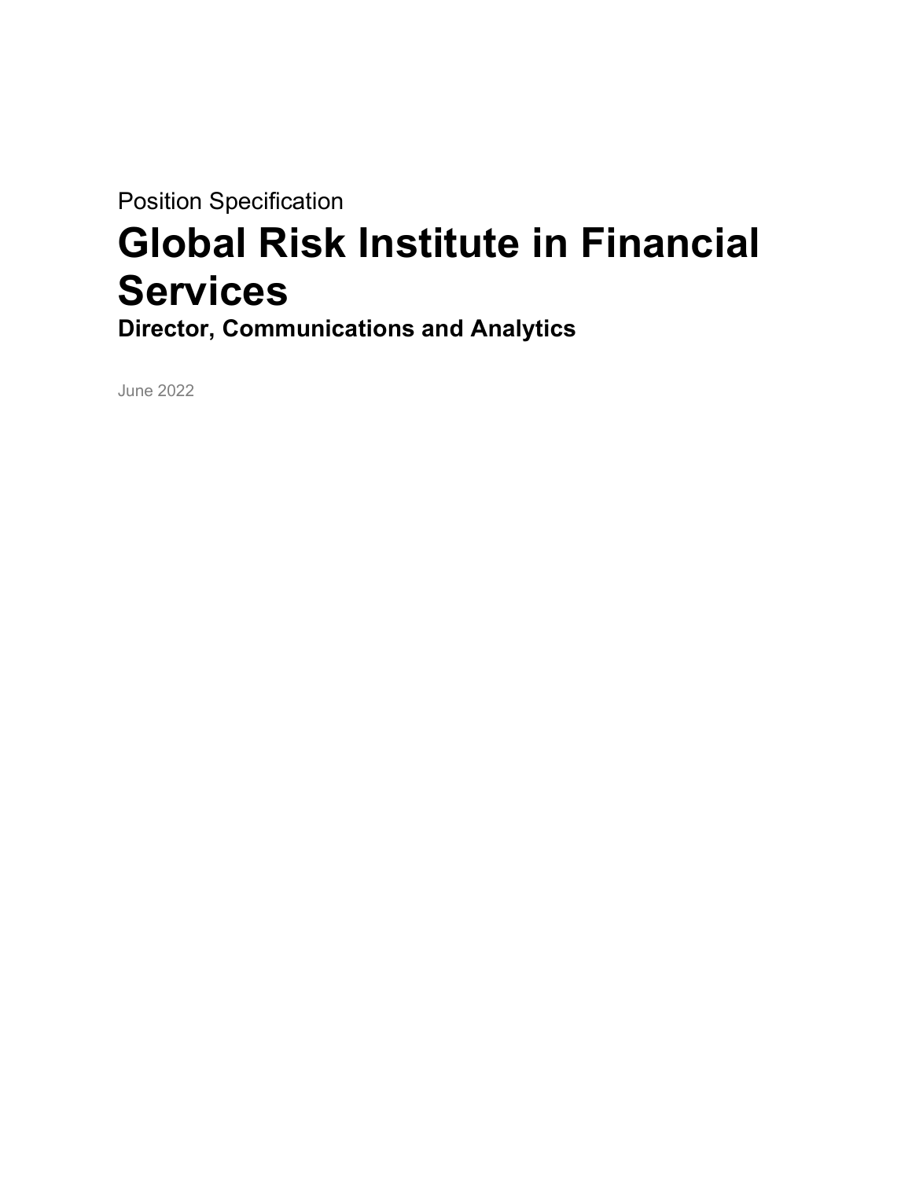Position Specification

# Global Risk Institute in Financial Services

## Director, Communications and Analytics

June 2022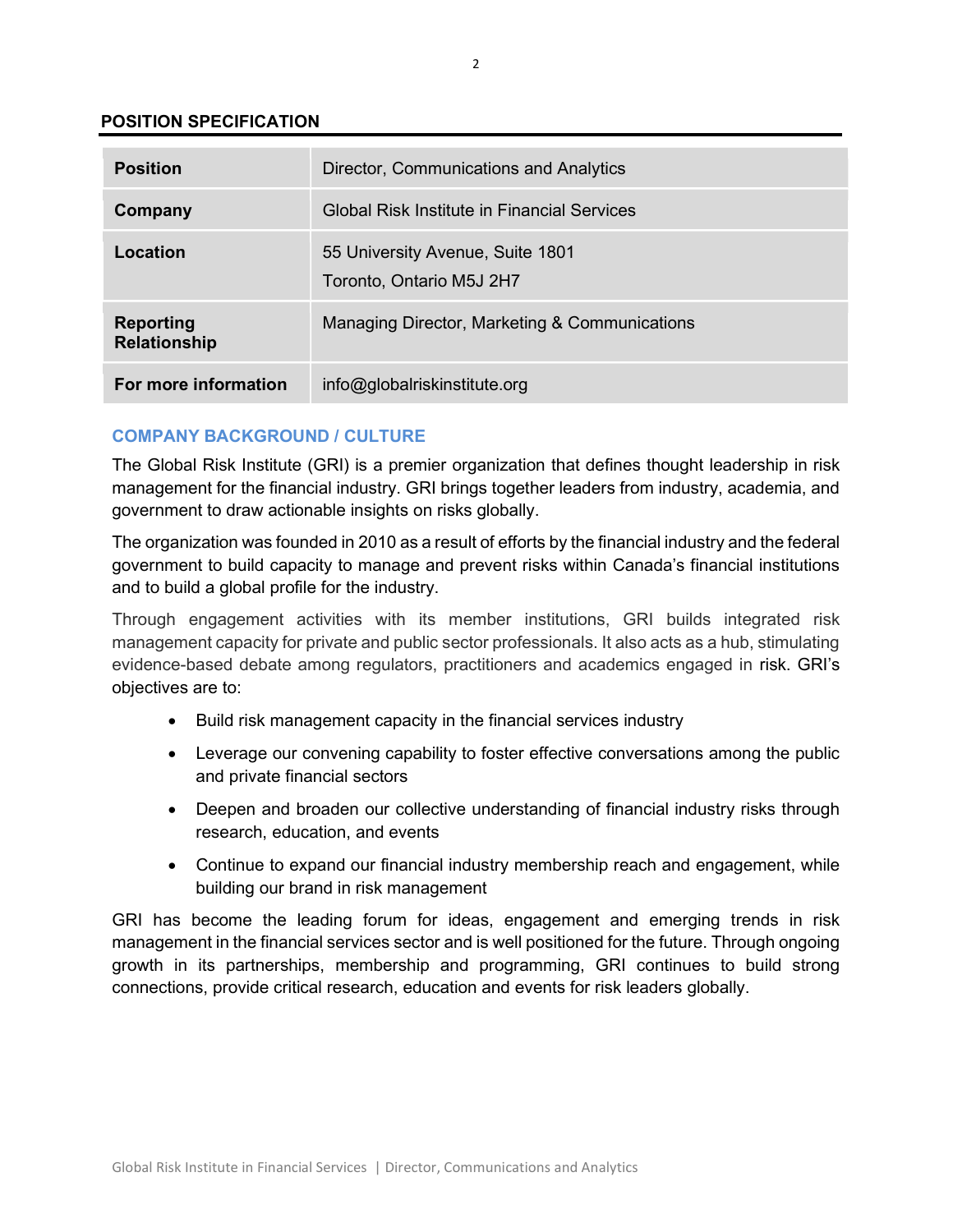## POSITION SPECIFICATION

| | |
|---|---|
| **Position** | Director, Communications and Analytics |
| **Company** | Global Risk Institute in Financial Services |
| **Location** | 55 University Avenue, Suite 1801<br>Toronto, Ontario M5J 2H7 |
| **Reporting Relationship** | Managing Director, Marketing & Communications |
| **For more information** | info@globalriskinstitute.org |

### COMPANY BACKGROUND / CULTURE

The Global Risk Institute (GRI) is a premier organization that defines thought leadership in risk management for the financial industry. GRI brings together leaders from industry, academia, and government to draw actionable insights on risks globally.

The organization was founded in 2010 as a result of efforts by the financial industry and the federal government to build capacity to manage and prevent risks within Canada's financial institutions and to build a global profile for the industry.

Through engagement activities with its member institutions, GRI builds integrated risk management capacity for private and public sector professionals. It also acts as a hub, stimulating evidence-based debate among regulators, practitioners and academics engaged in risk. GRI's objectives are to:

- Build risk management capacity in the financial services industry
- Leverage our convening capability to foster effective conversations among the public and private financial sectors
- Deepen and broaden our collective understanding of financial industry risks through research, education, and events
- Continue to expand our financial industry membership reach and engagement, while building our brand in risk management

GRI has become the leading forum for ideas, engagement and emerging trends in risk management in the financial services sector and is well positioned for the future. Through ongoing growth in its partnerships, membership and programming, GRI continues to build strong connections, provide critical research, education and events for risk leaders globally.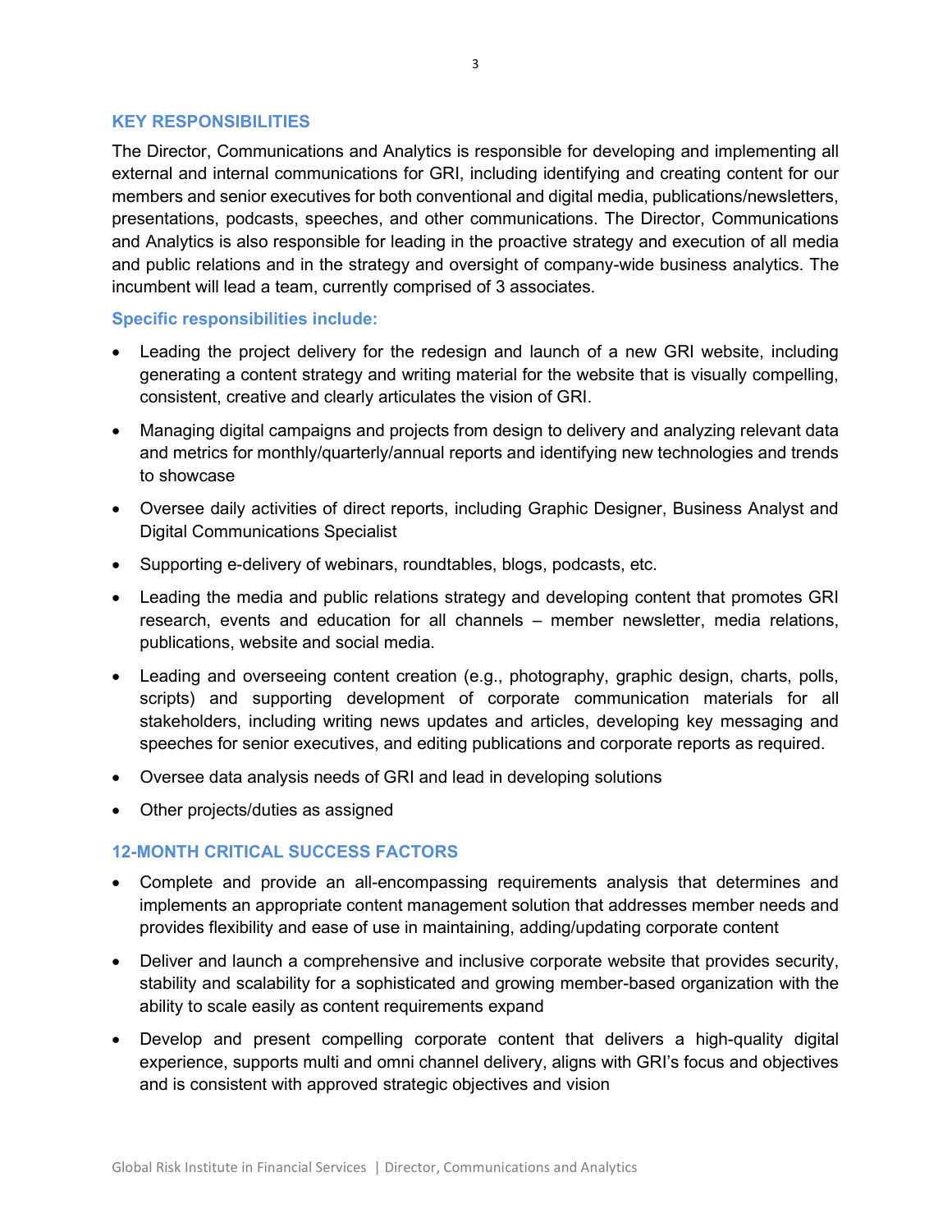## KEY RESPONSIBILITIES

The Director, Communications and Analytics is responsible for developing and implementing all external and internal communications for GRI, including identifying and creating content for our members and senior executives for both conventional and digital media, publications/newsletters, presentations, podcasts, speeches, and other communications. The Director, Communications and Analytics is also responsible for leading in the proactive strategy and execution of all media and public relations and in the strategy and oversight of company-wide business analytics. The incumbent will lead a team, currently comprised of 3 associates.

### Specific responsibilities include:

- Leading the project delivery for the redesign and launch of a new GRI website, including generating a content strategy and writing material for the website that is visually compelling, consistent, creative and clearly articulates the vision of GRI.
- Managing digital campaigns and projects from design to delivery and analyzing relevant data and metrics for monthly/quarterly/annual reports and identifying new technologies and trends to showcase
- Oversee daily activities of direct reports, including Graphic Designer, Business Analyst and Digital Communications Specialist
- Supporting e-delivery of webinars, roundtables, blogs, podcasts, etc.
- Leading the media and public relations strategy and developing content that promotes GRI research, events and education for all channels – member newsletter, media relations, publications, website and social media.
- Leading and overseeing content creation (e.g., photography, graphic design, charts, polls, scripts) and supporting development of corporate communication materials for all stakeholders, including writing news updates and articles, developing key messaging and speeches for senior executives, and editing publications and corporate reports as required.
- Oversee data analysis needs of GRI and lead in developing solutions
- Other projects/duties as assigned

## 12-MONTH CRITICAL SUCCESS FACTORS

- Complete and provide an all-encompassing requirements analysis that determines and implements an appropriate content management solution that addresses member needs and provides flexibility and ease of use in maintaining, adding/updating corporate content
- Deliver and launch a comprehensive and inclusive corporate website that provides security, stability and scalability for a sophisticated and growing member-based organization with the ability to scale easily as content requirements expand
- Develop and present compelling corporate content that delivers a high-quality digital experience, supports multi and omni channel delivery, aligns with GRI's focus and objectives and is consistent with approved strategic objectives and vision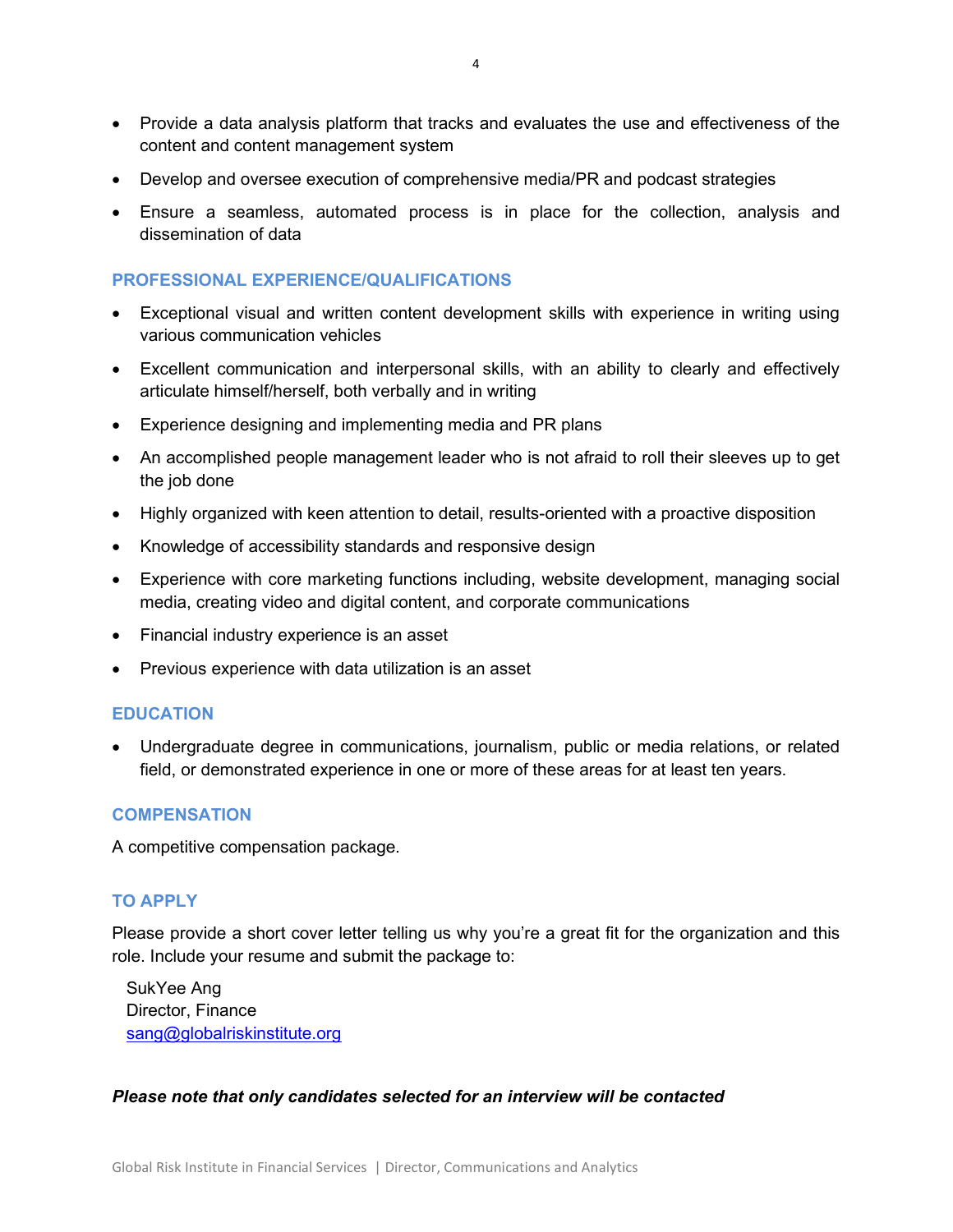- Provide a data analysis platform that tracks and evaluates the use and effectiveness of the content and content management system
- Develop and oversee execution of comprehensive media/PR and podcast strategies
- Ensure a seamless, automated process is in place for the collection, analysis and dissemination of data

## PROFESSIONAL EXPERIENCE/QUALIFICATIONS

- Exceptional visual and written content development skills with experience in writing using various communication vehicles
- Excellent communication and interpersonal skills, with an ability to clearly and effectively articulate himself/herself, both verbally and in writing
- Experience designing and implementing media and PR plans
- An accomplished people management leader who is not afraid to roll their sleeves up to get the job done
- Highly organized with keen attention to detail, results-oriented with a proactive disposition
- Knowledge of accessibility standards and responsive design
- Experience with core marketing functions including, website development, managing social media, creating video and digital content, and corporate communications
- Financial industry experience is an asset
- Previous experience with data utilization is an asset

## EDUCATION

- Undergraduate degree in communications, journalism, public or media relations, or related field, or demonstrated experience in one or more of these areas for at least ten years.

## COMPENSATION

A competitive compensation package.

## TO APPLY

Please provide a short cover letter telling us why you're a great fit for the organization and this role. Include your resume and submit the package to:

SukYee Ang
Director, Finance
sang@globalriskinstitute.org

***Please note that only candidates selected for an interview will be contacted***